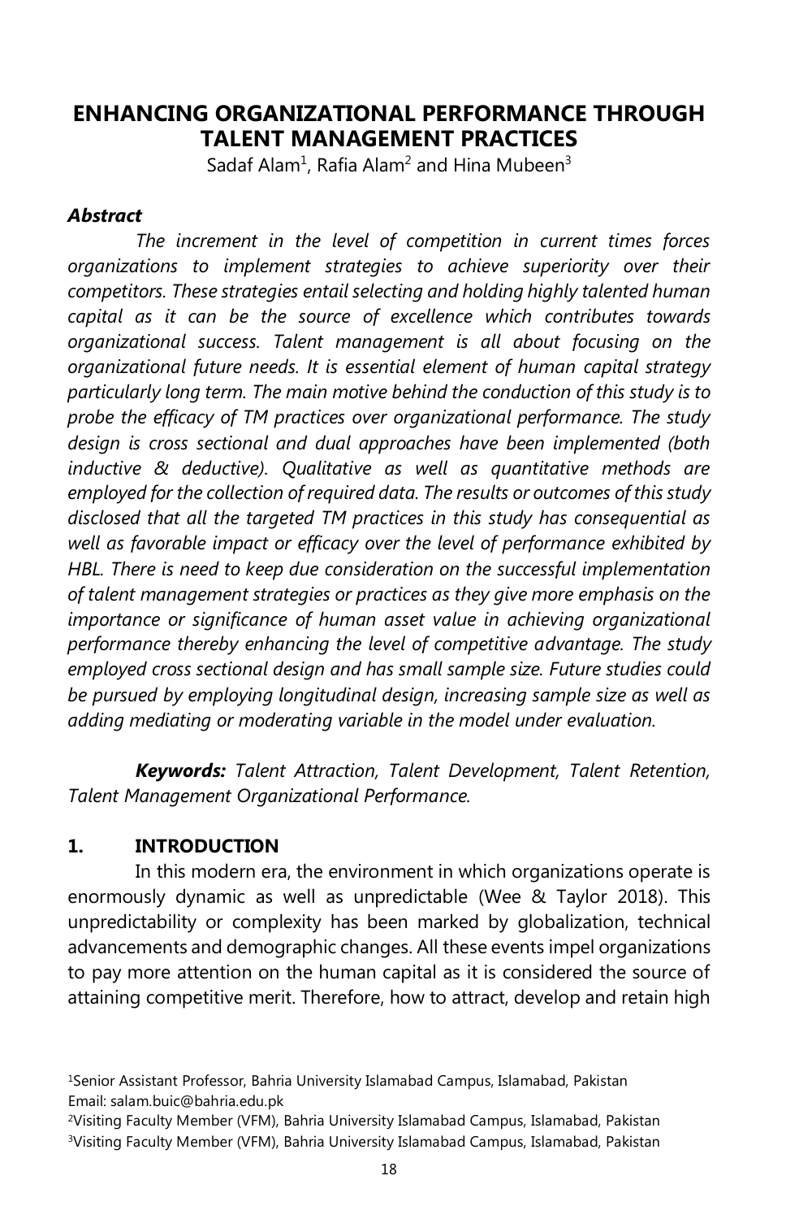# ENHANCING ORGANIZATIONAL PERFORMANCE THROUGH TALENT MANAGEMENT PRACTICES

Sadaf Alam[1], Rafia Alam[2] and Hina Mubeen[3]

### *Abstract*

*The increment in the level of competition in current times forces organizations to implement strategies to achieve superiority over their competitors. These strategies entail selecting and holding highly talented human capital as it can be the source of excellence which contributes towards organizational success. Talent management is all about focusing on the organizational future needs. It is essential element of human capital strategy particularly long term. The main motive behind the conduction of this study is to probe the efficacy of TM practices over organizational performance. The study design is cross sectional and dual approaches have been implemented (both inductive & deductive). Qualitative as well as quantitative methods are employed for the collection of required data. The results or outcomes of this study disclosed that all the targeted TM practices in this study has consequential as well as favorable impact or efficacy over the level of performance exhibited by HBL. There is need to keep due consideration on the successful implementation of talent management strategies or practices as they give more emphasis on the importance or significance of human asset value in achieving organizational performance thereby enhancing the level of competitive advantage. The study employed cross sectional design and has small sample size. Future studies could be pursued by employing longitudinal design, increasing sample size as well as adding mediating or moderating variable in the model under evaluation.*

***Keywords:*** *Talent Attraction, Talent Development, Talent Retention, Talent Management Organizational Performance.*

## 1. INTRODUCTION

In this modern era, the environment in which organizations operate is enormously dynamic as well as unpredictable (Wee & Taylor 2018). This unpredictability or complexity has been marked by globalization, technical advancements and demographic changes. All these events impel organizations to pay more attention on the human capital as it is considered the source of attaining competitive merit. Therefore, how to attract, develop and retain high

---

[1]Senior Assistant Professor, Bahria University Islamabad Campus, Islamabad, Pakistan
Email: salam.buic@bahria.edu.pk

[2]Visiting Faculty Member (VFM), Bahria University Islamabad Campus, Islamabad, Pakistan

[3]Visiting Faculty Member (VFM), Bahria University Islamabad Campus, Islamabad, Pakistan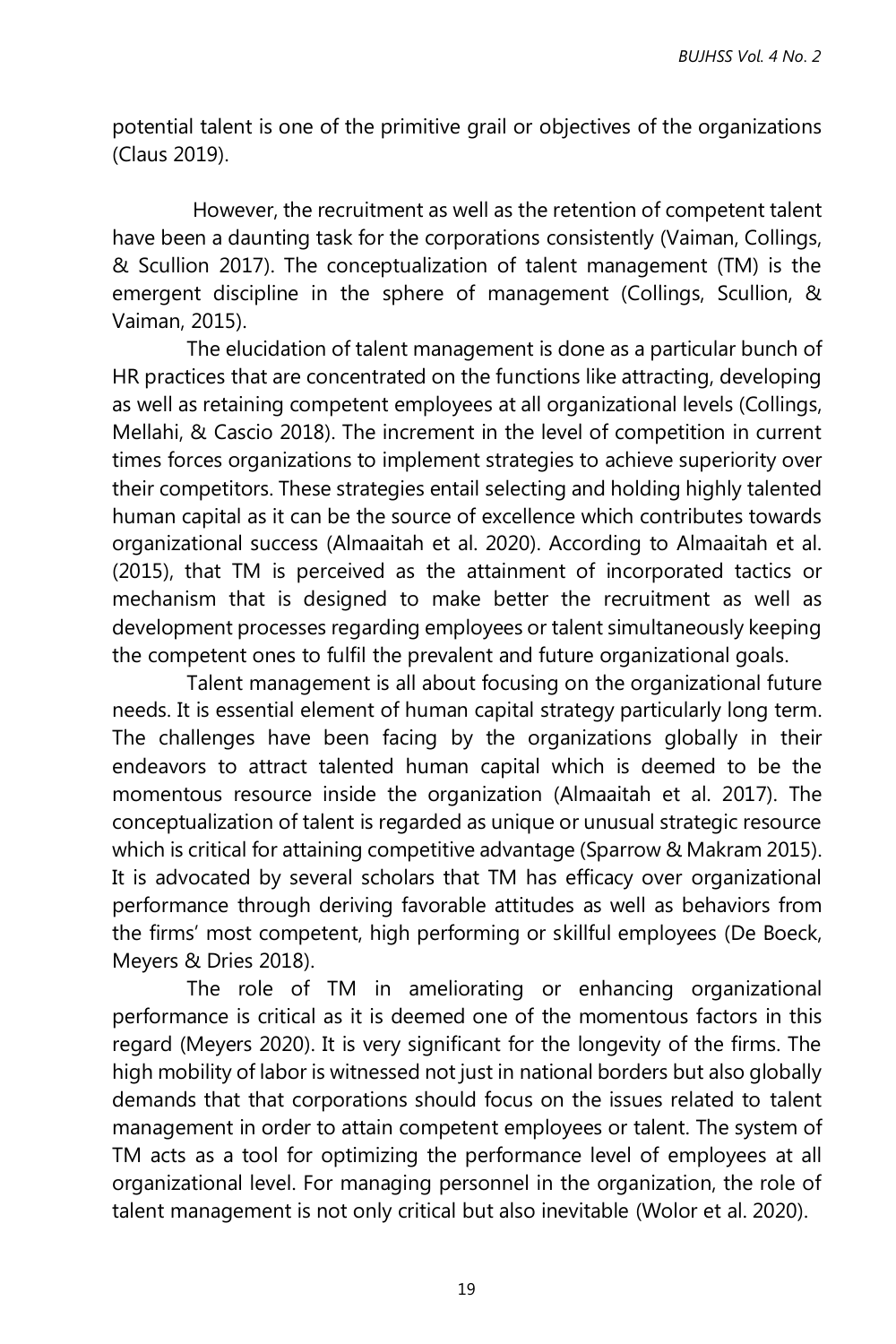potential talent is one of the primitive grail or objectives of the organizations (Claus 2019).

However, the recruitment as well as the retention of competent talent have been a daunting task for the corporations consistently (Vaiman, Collings, & Scullion 2017). The conceptualization of talent management (TM) is the emergent discipline in the sphere of management (Collings, Scullion, & Vaiman, 2015).

The elucidation of talent management is done as a particular bunch of HR practices that are concentrated on the functions like attracting, developing as well as retaining competent employees at all organizational levels (Collings, Mellahi, & Cascio 2018). The increment in the level of competition in current times forces organizations to implement strategies to achieve superiority over their competitors. These strategies entail selecting and holding highly talented human capital as it can be the source of excellence which contributes towards organizational success (Almaaitah et al. 2020). According to Almaaitah et al. (2015), that TM is perceived as the attainment of incorporated tactics or mechanism that is designed to make better the recruitment as well as development processes regarding employees or talent simultaneously keeping the competent ones to fulfil the prevalent and future organizational goals.

Talent management is all about focusing on the organizational future needs. It is essential element of human capital strategy particularly long term. The challenges have been facing by the organizations globally in their endeavors to attract talented human capital which is deemed to be the momentous resource inside the organization (Almaaitah et al. 2017). The conceptualization of talent is regarded as unique or unusual strategic resource which is critical for attaining competitive advantage (Sparrow & Makram 2015). It is advocated by several scholars that TM has efficacy over organizational performance through deriving favorable attitudes as well as behaviors from the firms' most competent, high performing or skillful employees (De Boeck, Meyers & Dries 2018).

The role of TM in ameliorating or enhancing organizational performance is critical as it is deemed one of the momentous factors in this regard (Meyers 2020). It is very significant for the longevity of the firms. The high mobility of labor is witnessed not just in national borders but also globally demands that that corporations should focus on the issues related to talent management in order to attain competent employees or talent. The system of TM acts as a tool for optimizing the performance level of employees at all organizational level. For managing personnel in the organization, the role of talent management is not only critical but also inevitable (Wolor et al. 2020).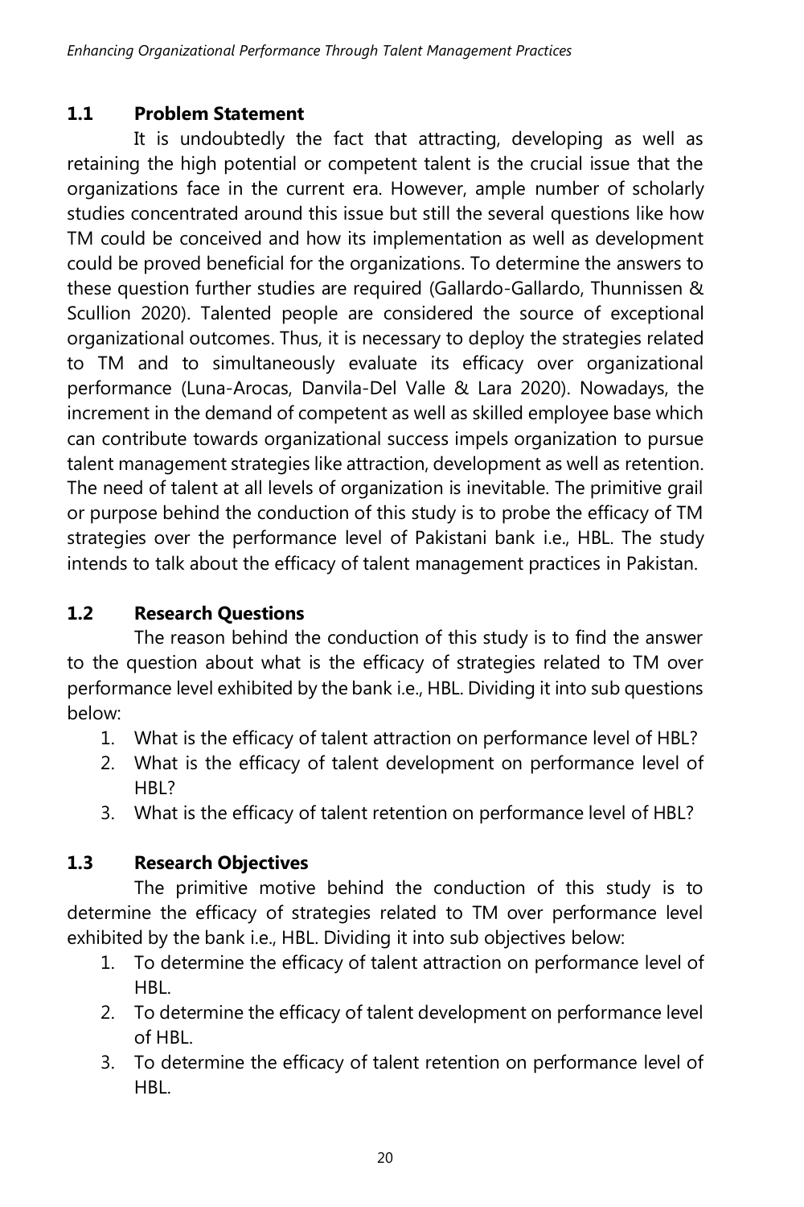## 1.1 Problem Statement

It is undoubtedly the fact that attracting, developing as well as retaining the high potential or competent talent is the crucial issue that the organizations face in the current era. However, ample number of scholarly studies concentrated around this issue but still the several questions like how TM could be conceived and how its implementation as well as development could be proved beneficial for the organizations. To determine the answers to these question further studies are required (Gallardo-Gallardo, Thunnissen & Scullion 2020). Talented people are considered the source of exceptional organizational outcomes. Thus, it is necessary to deploy the strategies related to TM and to simultaneously evaluate its efficacy over organizational performance (Luna-Arocas, Danvila-Del Valle & Lara 2020). Nowadays, the increment in the demand of competent as well as skilled employee base which can contribute towards organizational success impels organization to pursue talent management strategies like attraction, development as well as retention. The need of talent at all levels of organization is inevitable. The primitive grail or purpose behind the conduction of this study is to probe the efficacy of TM strategies over the performance level of Pakistani bank i.e., HBL. The study intends to talk about the efficacy of talent management practices in Pakistan.

## 1.2 Research Questions

The reason behind the conduction of this study is to find the answer to the question about what is the efficacy of strategies related to TM over performance level exhibited by the bank i.e., HBL. Dividing it into sub questions below:

1. What is the efficacy of talent attraction on performance level of HBL?
2. What is the efficacy of talent development on performance level of HBL?
3. What is the efficacy of talent retention on performance level of HBL?

## 1.3 Research Objectives

The primitive motive behind the conduction of this study is to determine the efficacy of strategies related to TM over performance level exhibited by the bank i.e., HBL. Dividing it into sub objectives below:

1. To determine the efficacy of talent attraction on performance level of HBL.
2. To determine the efficacy of talent development on performance level of HBL.
3. To determine the efficacy of talent retention on performance level of HBL.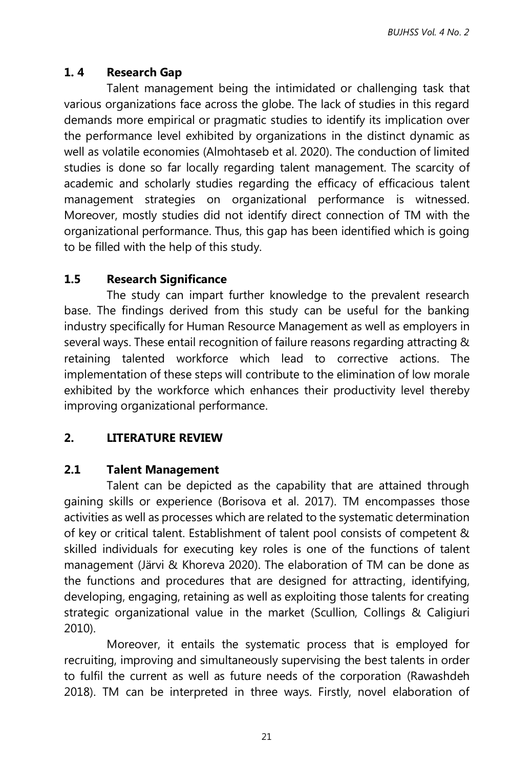### 1. 4 Research Gap

Talent management being the intimidated or challenging task that various organizations face across the globe. The lack of studies in this regard demands more empirical or pragmatic studies to identify its implication over the performance level exhibited by organizations in the distinct dynamic as well as volatile economies (Almohtaseb et al. 2020). The conduction of limited studies is done so far locally regarding talent management. The scarcity of academic and scholarly studies regarding the efficacy of efficacious talent management strategies on organizational performance is witnessed. Moreover, mostly studies did not identify direct connection of TM with the organizational performance. Thus, this gap has been identified which is going to be filled with the help of this study.

### 1.5 Research Significance

The study can impart further knowledge to the prevalent research base. The findings derived from this study can be useful for the banking industry specifically for Human Resource Management as well as employers in several ways. These entail recognition of failure reasons regarding attracting & retaining talented workforce which lead to corrective actions. The implementation of these steps will contribute to the elimination of low morale exhibited by the workforce which enhances their productivity level thereby improving organizational performance.

## 2. LITERATURE REVIEW

### 2.1 Talent Management

Talent can be depicted as the capability that are attained through gaining skills or experience (Borisova et al. 2017). TM encompasses those activities as well as processes which are related to the systematic determination of key or critical talent. Establishment of talent pool consists of competent & skilled individuals for executing key roles is one of the functions of talent management (Järvi & Khoreva 2020). The elaboration of TM can be done as the functions and procedures that are designed for attracting, identifying, developing, engaging, retaining as well as exploiting those talents for creating strategic organizational value in the market (Scullion, Collings & Caligiuri 2010).

Moreover, it entails the systematic process that is employed for recruiting, improving and simultaneously supervising the best talents in order to fulfil the current as well as future needs of the corporation (Rawashdeh 2018). TM can be interpreted in three ways. Firstly, novel elaboration of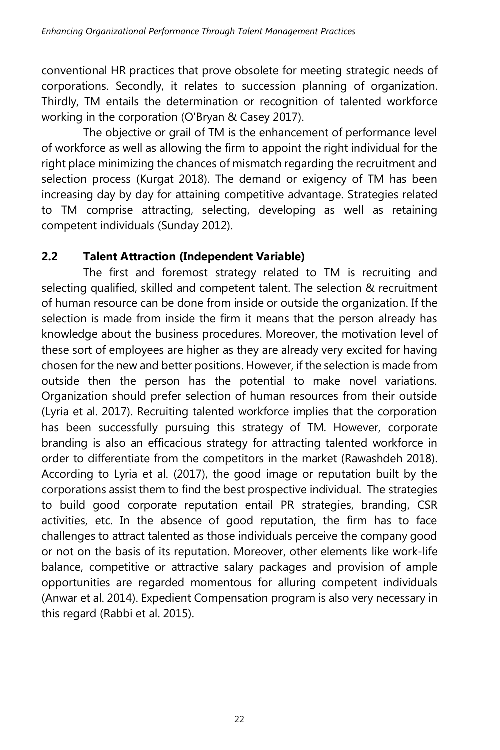conventional HR practices that prove obsolete for meeting strategic needs of corporations. Secondly, it relates to succession planning of organization. Thirdly, TM entails the determination or recognition of talented workforce working in the corporation (O'Bryan & Casey 2017).

The objective or grail of TM is the enhancement of performance level of workforce as well as allowing the firm to appoint the right individual for the right place minimizing the chances of mismatch regarding the recruitment and selection process (Kurgat 2018). The demand or exigency of TM has been increasing day by day for attaining competitive advantage. Strategies related to TM comprise attracting, selecting, developing as well as retaining competent individuals (Sunday 2012).

## 2.2 Talent Attraction (Independent Variable)

The first and foremost strategy related to TM is recruiting and selecting qualified, skilled and competent talent. The selection & recruitment of human resource can be done from inside or outside the organization. If the selection is made from inside the firm it means that the person already has knowledge about the business procedures. Moreover, the motivation level of these sort of employees are higher as they are already very excited for having chosen for the new and better positions. However, if the selection is made from outside then the person has the potential to make novel variations. Organization should prefer selection of human resources from their outside (Lyria et al. 2017). Recruiting talented workforce implies that the corporation has been successfully pursuing this strategy of TM. However, corporate branding is also an efficacious strategy for attracting talented workforce in order to differentiate from the competitors in the market (Rawashdeh 2018). According to Lyria et al. (2017), the good image or reputation built by the corporations assist them to find the best prospective individual. The strategies to build good corporate reputation entail PR strategies, branding, CSR activities, etc. In the absence of good reputation, the firm has to face challenges to attract talented as those individuals perceive the company good or not on the basis of its reputation. Moreover, other elements like work-life balance, competitive or attractive salary packages and provision of ample opportunities are regarded momentous for alluring competent individuals (Anwar et al. 2014). Expedient Compensation program is also very necessary in this regard (Rabbi et al. 2015).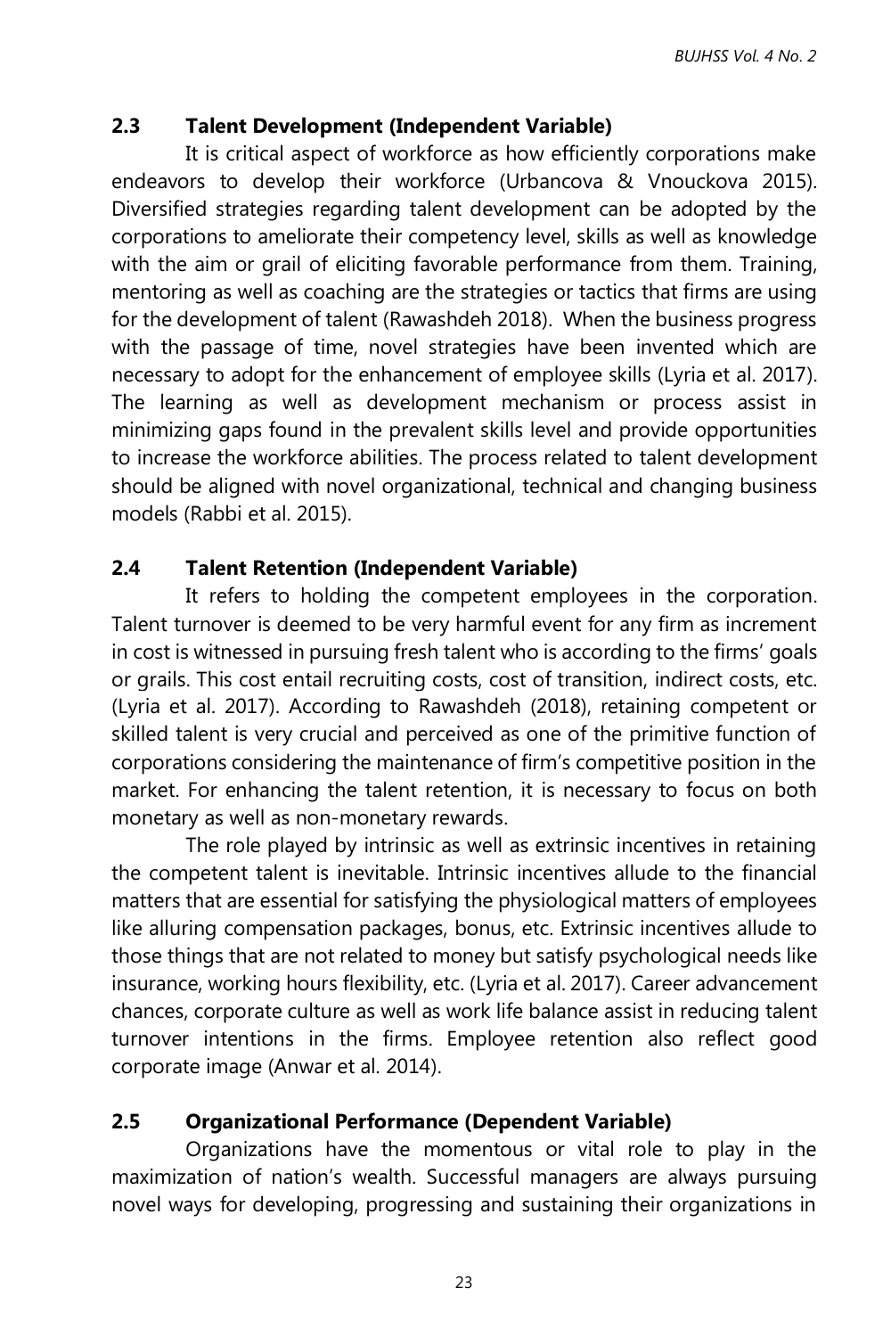## 2.3 Talent Development (Independent Variable)

It is critical aspect of workforce as how efficiently corporations make endeavors to develop their workforce (Urbancova & Vnouckova 2015). Diversified strategies regarding talent development can be adopted by the corporations to ameliorate their competency level, skills as well as knowledge with the aim or grail of eliciting favorable performance from them. Training, mentoring as well as coaching are the strategies or tactics that firms are using for the development of talent (Rawashdeh 2018). When the business progress with the passage of time, novel strategies have been invented which are necessary to adopt for the enhancement of employee skills (Lyria et al. 2017). The learning as well as development mechanism or process assist in minimizing gaps found in the prevalent skills level and provide opportunities to increase the workforce abilities. The process related to talent development should be aligned with novel organizational, technical and changing business models (Rabbi et al. 2015).

## 2.4 Talent Retention (Independent Variable)

It refers to holding the competent employees in the corporation. Talent turnover is deemed to be very harmful event for any firm as increment in cost is witnessed in pursuing fresh talent who is according to the firms' goals or grails. This cost entail recruiting costs, cost of transition, indirect costs, etc. (Lyria et al. 2017). According to Rawashdeh (2018), retaining competent or skilled talent is very crucial and perceived as one of the primitive function of corporations considering the maintenance of firm's competitive position in the market. For enhancing the talent retention, it is necessary to focus on both monetary as well as non-monetary rewards.

The role played by intrinsic as well as extrinsic incentives in retaining the competent talent is inevitable. Intrinsic incentives allude to the financial matters that are essential for satisfying the physiological matters of employees like alluring compensation packages, bonus, etc. Extrinsic incentives allude to those things that are not related to money but satisfy psychological needs like insurance, working hours flexibility, etc. (Lyria et al. 2017). Career advancement chances, corporate culture as well as work life balance assist in reducing talent turnover intentions in the firms. Employee retention also reflect good corporate image (Anwar et al. 2014).

## 2.5 Organizational Performance (Dependent Variable)

Organizations have the momentous or vital role to play in the maximization of nation's wealth. Successful managers are always pursuing novel ways for developing, progressing and sustaining their organizations in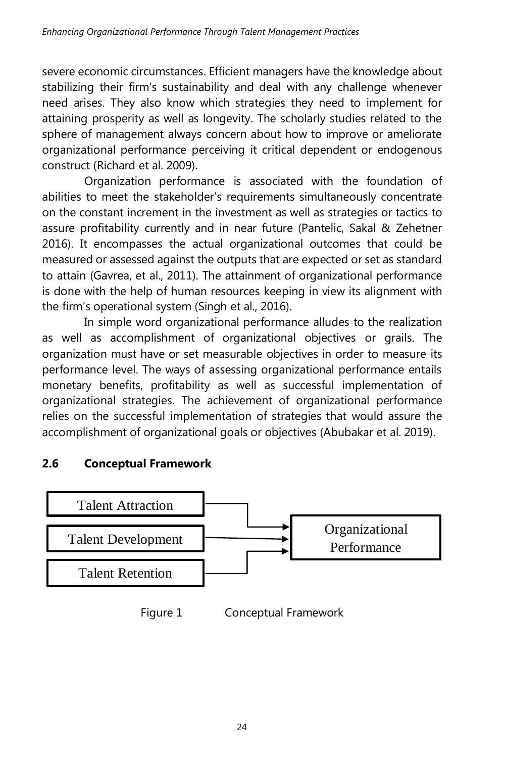severe economic circumstances. Efficient managers have the knowledge about stabilizing their firm's sustainability and deal with any challenge whenever need arises. They also know which strategies they need to implement for attaining prosperity as well as longevity. The scholarly studies related to the sphere of management always concern about how to improve or ameliorate organizational performance perceiving it critical dependent or endogenous construct (Richard et al. 2009).

Organization performance is associated with the foundation of abilities to meet the stakeholder's requirements simultaneously concentrate on the constant increment in the investment as well as strategies or tactics to assure profitability currently and in near future (Pantelic, Sakal & Zehetner 2016). It encompasses the actual organizational outcomes that could be measured or assessed against the outputs that are expected or set as standard to attain (Gavrea, et al., 2011). The attainment of organizational performance is done with the help of human resources keeping in view its alignment with the firm's operational system (Singh et al., 2016).

In simple word organizational performance alludes to the realization as well as accomplishment of organizational objectives or grails. The organization must have or set measurable objectives in order to measure its performance level. The ways of assessing organizational performance entails monetary benefits, profitability as well as successful implementation of organizational strategies. The achievement of organizational performance relies on the successful implementation of strategies that would assure the accomplishment of organizational goals or objectives (Abubakar et al. 2019).

## 2.6 Conceptual Framework

Talent Attraction → Organizational Performance
Talent Development → Organizational Performance
Talent Retention → Organizational Performance

Figure 1 Conceptual Framework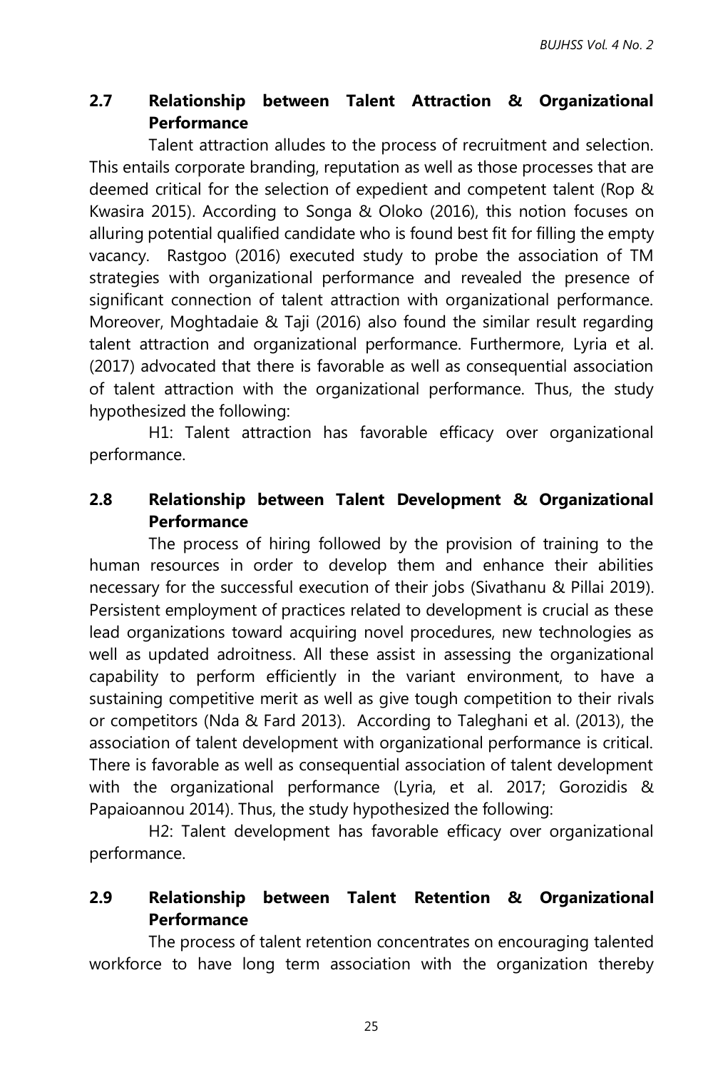## 2.7 Relationship between Talent Attraction & Organizational Performance

Talent attraction alludes to the process of recruitment and selection. This entails corporate branding, reputation as well as those processes that are deemed critical for the selection of expedient and competent talent (Rop & Kwasira 2015). According to Songa & Oloko (2016), this notion focuses on alluring potential qualified candidate who is found best fit for filling the empty vacancy. Rastgoo (2016) executed study to probe the association of TM strategies with organizational performance and revealed the presence of significant connection of talent attraction with organizational performance. Moreover, Moghtadaie & Taji (2016) also found the similar result regarding talent attraction and organizational performance. Furthermore, Lyria et al. (2017) advocated that there is favorable as well as consequential association of talent attraction with the organizational performance. Thus, the study hypothesized the following:

H1: Talent attraction has favorable efficacy over organizational performance.

## 2.8 Relationship between Talent Development & Organizational Performance

The process of hiring followed by the provision of training to the human resources in order to develop them and enhance their abilities necessary for the successful execution of their jobs (Sivathanu & Pillai 2019). Persistent employment of practices related to development is crucial as these lead organizations toward acquiring novel procedures, new technologies as well as updated adroitness. All these assist in assessing the organizational capability to perform efficiently in the variant environment, to have a sustaining competitive merit as well as give tough competition to their rivals or competitors (Nda & Fard 2013). According to Taleghani et al. (2013), the association of talent development with organizational performance is critical. There is favorable as well as consequential association of talent development with the organizational performance (Lyria, et al. 2017; Gorozidis & Papaioannou 2014). Thus, the study hypothesized the following:

H2: Talent development has favorable efficacy over organizational performance.

## 2.9 Relationship between Talent Retention & Organizational Performance

The process of talent retention concentrates on encouraging talented workforce to have long term association with the organization thereby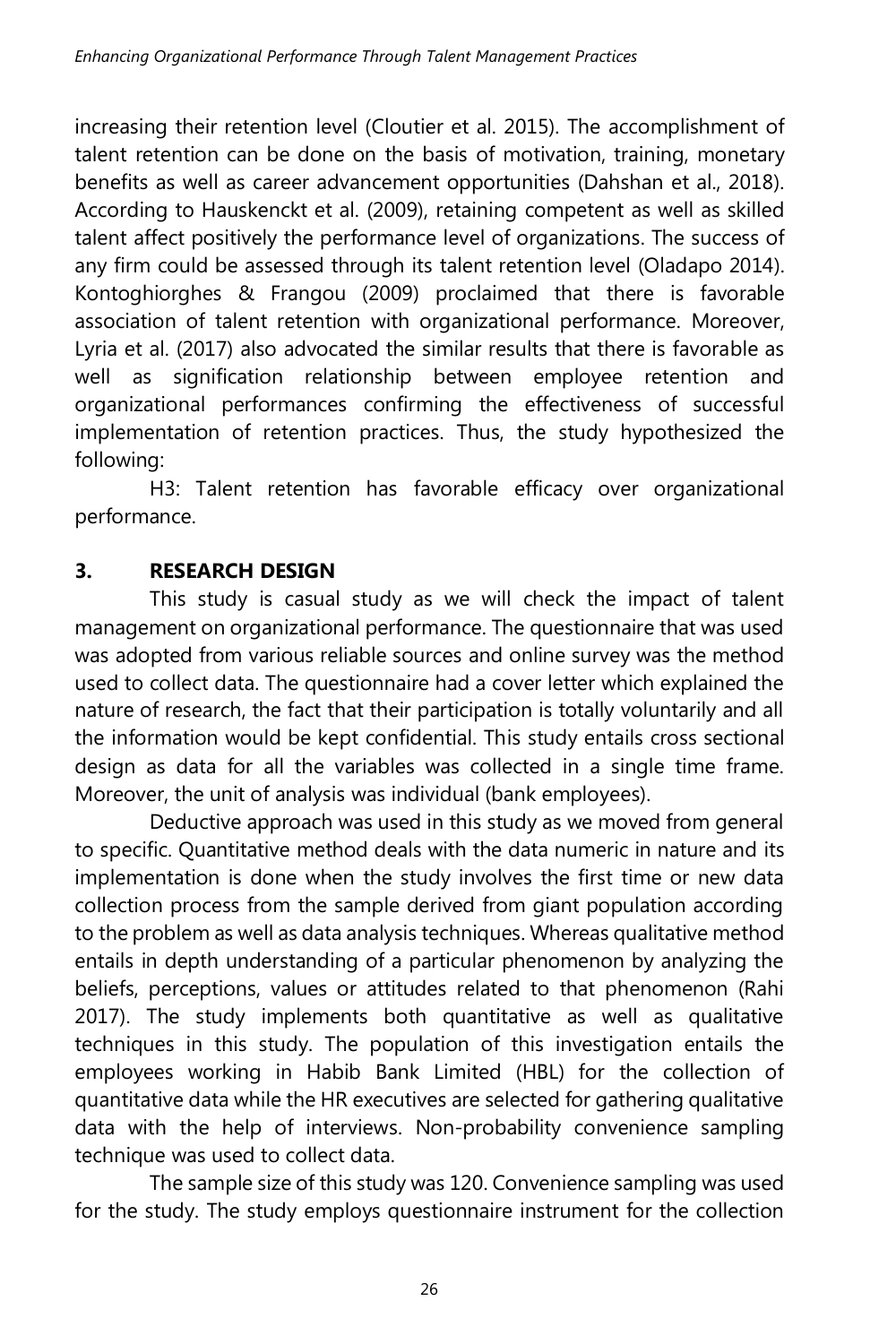increasing their retention level (Cloutier et al. 2015). The accomplishment of talent retention can be done on the basis of motivation, training, monetary benefits as well as career advancement opportunities (Dahshan et al., 2018). According to Hauskenckt et al. (2009), retaining competent as well as skilled talent affect positively the performance level of organizations. The success of any firm could be assessed through its talent retention level (Oladapo 2014). Kontoghiorghes & Frangou (2009) proclaimed that there is favorable association of talent retention with organizational performance. Moreover, Lyria et al. (2017) also advocated the similar results that there is favorable as well as signification relationship between employee retention and organizational performances confirming the effectiveness of successful implementation of retention practices. Thus, the study hypothesized the following:

H3: Talent retention has favorable efficacy over organizational performance.

## 3. RESEARCH DESIGN

This study is casual study as we will check the impact of talent management on organizational performance. The questionnaire that was used was adopted from various reliable sources and online survey was the method used to collect data. The questionnaire had a cover letter which explained the nature of research, the fact that their participation is totally voluntarily and all the information would be kept confidential. This study entails cross sectional design as data for all the variables was collected in a single time frame. Moreover, the unit of analysis was individual (bank employees).

Deductive approach was used in this study as we moved from general to specific. Quantitative method deals with the data numeric in nature and its implementation is done when the study involves the first time or new data collection process from the sample derived from giant population according to the problem as well as data analysis techniques. Whereas qualitative method entails in depth understanding of a particular phenomenon by analyzing the beliefs, perceptions, values or attitudes related to that phenomenon (Rahi 2017). The study implements both quantitative as well as qualitative techniques in this study. The population of this investigation entails the employees working in Habib Bank Limited (HBL) for the collection of quantitative data while the HR executives are selected for gathering qualitative data with the help of interviews. Non-probability convenience sampling technique was used to collect data.

The sample size of this study was 120. Convenience sampling was used for the study. The study employs questionnaire instrument for the collection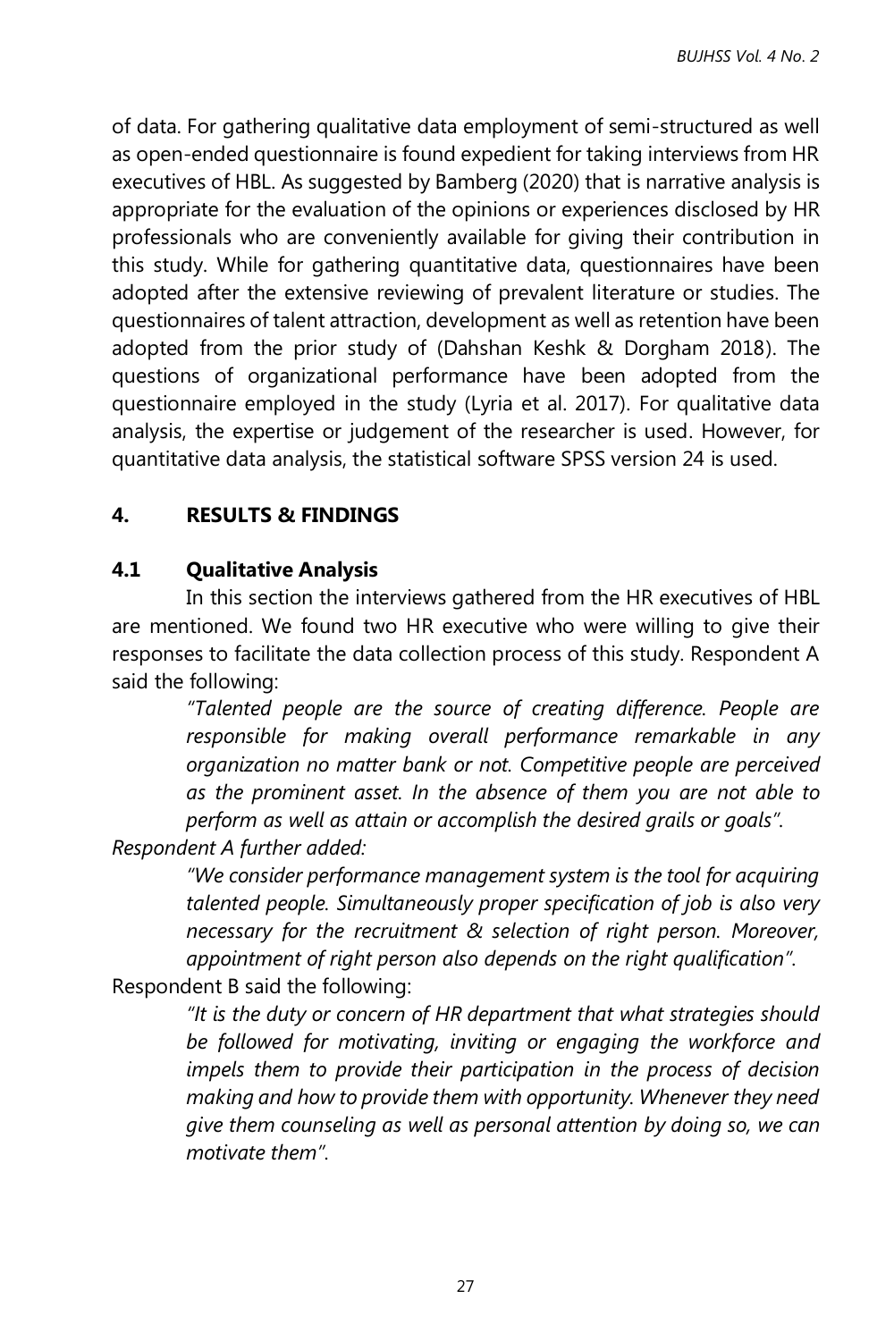of data. For gathering qualitative data employment of semi-structured as well as open-ended questionnaire is found expedient for taking interviews from HR executives of HBL. As suggested by Bamberg (2020) that is narrative analysis is appropriate for the evaluation of the opinions or experiences disclosed by HR professionals who are conveniently available for giving their contribution in this study. While for gathering quantitative data, questionnaires have been adopted after the extensive reviewing of prevalent literature or studies. The questionnaires of talent attraction, development as well as retention have been adopted from the prior study of (Dahshan Keshk & Dorgham 2018). The questions of organizational performance have been adopted from the questionnaire employed in the study (Lyria et al. 2017). For qualitative data analysis, the expertise or judgement of the researcher is used. However, for quantitative data analysis, the statistical software SPSS version 24 is used.

## 4. RESULTS & FINDINGS

### 4.1 Qualitative Analysis

In this section the interviews gathered from the HR executives of HBL are mentioned. We found two HR executive who were willing to give their responses to facilitate the data collection process of this study. Respondent A said the following:

> *"Talented people are the source of creating difference. People are responsible for making overall performance remarkable in any organization no matter bank or not. Competitive people are perceived as the prominent asset. In the absence of them you are not able to perform as well as attain or accomplish the desired grails or goals".*

*Respondent A further added:*

> *"We consider performance management system is the tool for acquiring talented people. Simultaneously proper specification of job is also very necessary for the recruitment & selection of right person. Moreover, appointment of right person also depends on the right qualification".*

Respondent B said the following:

> *"It is the duty or concern of HR department that what strategies should be followed for motivating, inviting or engaging the workforce and impels them to provide their participation in the process of decision making and how to provide them with opportunity. Whenever they need give them counseling as well as personal attention by doing so, we can motivate them".*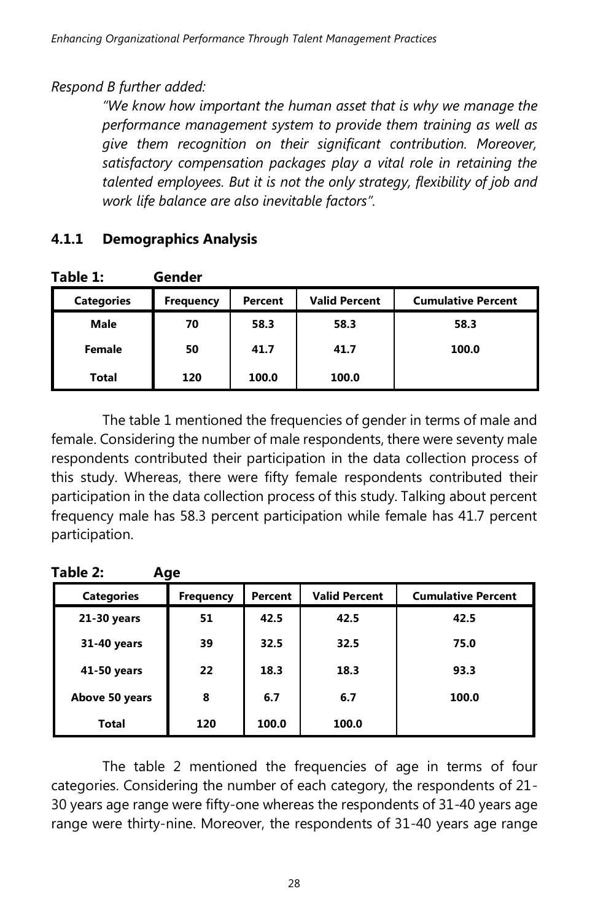*Respond B further added:*

> *"We know how important the human asset that is why we manage the performance management system to provide them training as well as give them recognition on their significant contribution. Moreover, satisfactory compensation packages play a vital role in retaining the talented employees. But it is not the only strategy, flexibility of job and work life balance are also inevitable factors".*

### 4.1.1 Demographics Analysis

**Table 1: Gender**

| Categories | Frequency | Percent | Valid Percent | Cumulative Percent |
|---|---|---|---|---|
| **Male** | **70** | **58.3** | **58.3** | **58.3** |
| **Female** | **50** | **41.7** | **41.7** | **100.0** |
| **Total** | **120** | **100.0** | **100.0** | |

The table 1 mentioned the frequencies of gender in terms of male and female. Considering the number of male respondents, there were seventy male respondents contributed their participation in the data collection process of this study. Whereas, there were fifty female respondents contributed their participation in the data collection process of this study. Talking about percent frequency male has 58.3 percent participation while female has 41.7 percent participation.

**Table 2: Age**

| Categories | Frequency | Percent | Valid Percent | Cumulative Percent |
|---|---|---|---|---|
| **21-30 years** | **51** | **42.5** | **42.5** | **42.5** |
| **31-40 years** | **39** | **32.5** | **32.5** | **75.0** |
| **41-50 years** | **22** | **18.3** | **18.3** | **93.3** |
| **Above 50 years** | **8** | **6.7** | **6.7** | **100.0** |
| **Total** | **120** | **100.0** | **100.0** | |

The table 2 mentioned the frequencies of age in terms of four categories. Considering the number of each category, the respondents of 21-30 years age range were fifty-one whereas the respondents of 31-40 years age range were thirty-nine. Moreover, the respondents of 31-40 years age range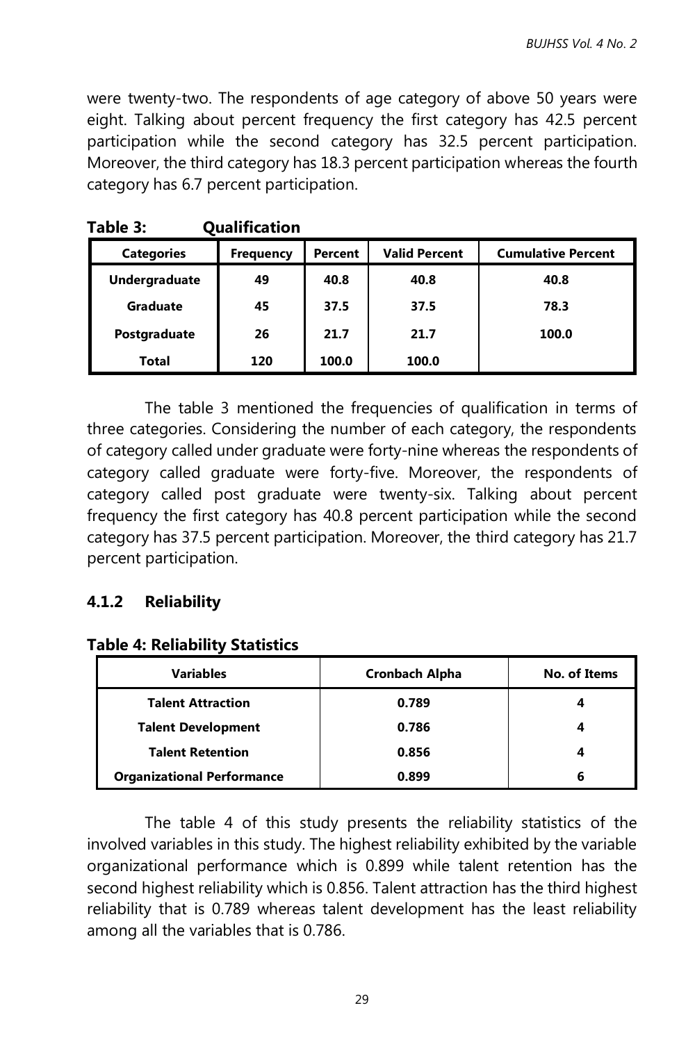were twenty-two. The respondents of age category of above 50 years were eight. Talking about percent frequency the first category has 42.5 percent participation while the second category has 32.5 percent participation. Moreover, the third category has 18.3 percent participation whereas the fourth category has 6.7 percent participation.

**Table 3: Qualification**

| Categories | Frequency | Percent | Valid Percent | Cumulative Percent |
|---|---|---|---|---|
| Undergraduate | 49 | 40.8 | 40.8 | 40.8 |
| Graduate | 45 | 37.5 | 37.5 | 78.3 |
| Postgraduate | 26 | 21.7 | 21.7 | 100.0 |
| Total | 120 | 100.0 | 100.0 | |

The table 3 mentioned the frequencies of qualification in terms of three categories. Considering the number of each category, the respondents of category called under graduate were forty-nine whereas the respondents of category called graduate were forty-five. Moreover, the respondents of category called post graduate were twenty-six. Talking about percent frequency the first category has 40.8 percent participation while the second category has 37.5 percent participation. Moreover, the third category has 21.7 percent participation.

### 4.1.2 Reliability

**Table 4: Reliability Statistics**

| Variables | Cronbach Alpha | No. of Items |
|---|---|---|
| Talent Attraction | 0.789 | 4 |
| Talent Development | 0.786 | 4 |
| Talent Retention | 0.856 | 4 |
| Organizational Performance | 0.899 | 6 |

The table 4 of this study presents the reliability statistics of the involved variables in this study. The highest reliability exhibited by the variable organizational performance which is 0.899 while talent retention has the second highest reliability which is 0.856. Talent attraction has the third highest reliability that is 0.789 whereas talent development has the least reliability among all the variables that is 0.786.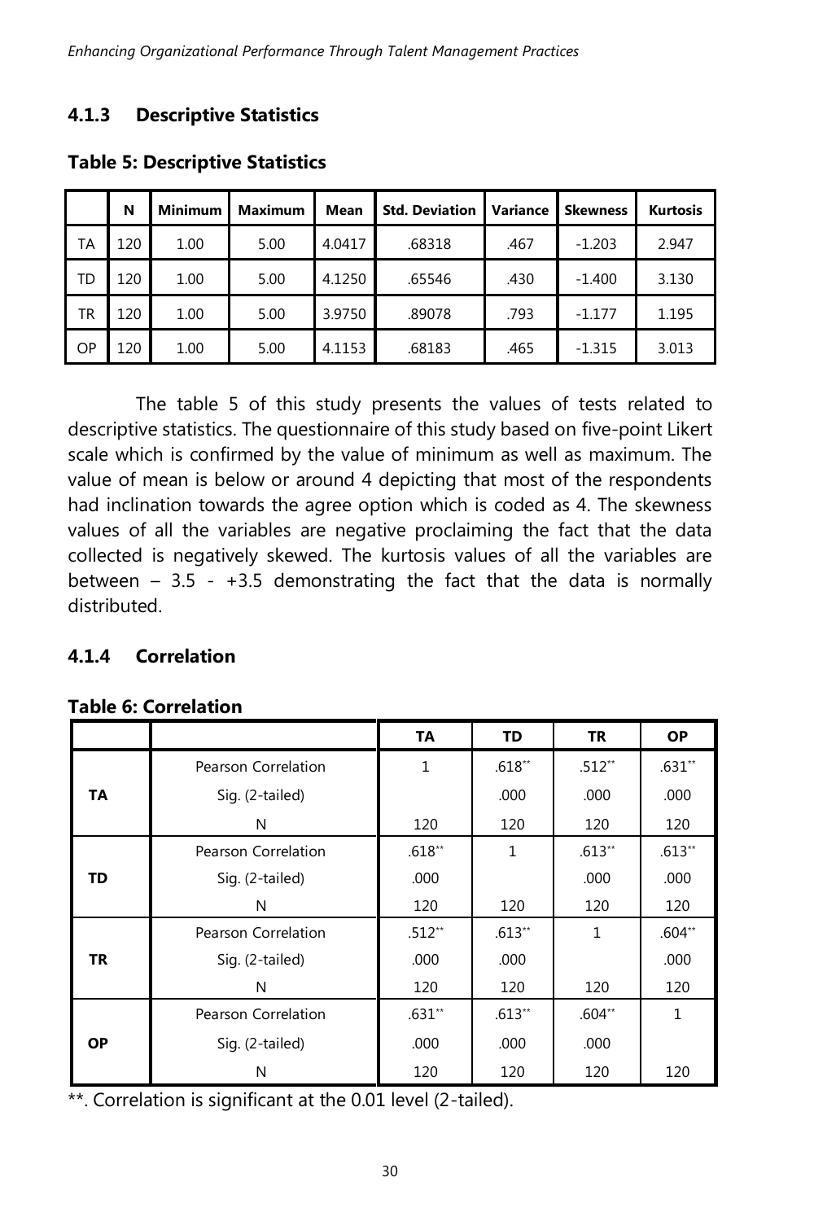### 4.1.3 Descriptive Statistics

**Table 5: Descriptive Statistics**

| | N | Minimum | Maximum | Mean | Std. Deviation | Variance | Skewness | Kurtosis |
|---|---|---|---|---|---|---|---|---|
| TA | 120 | 1.00 | 5.00 | 4.0417 | .68318 | .467 | -1.203 | 2.947 |
| TD | 120 | 1.00 | 5.00 | 4.1250 | .65546 | .430 | -1.400 | 3.130 |
| TR | 120 | 1.00 | 5.00 | 3.9750 | .89078 | .793 | -1.177 | 1.195 |
| OP | 120 | 1.00 | 5.00 | 4.1153 | .68183 | .465 | -1.315 | 3.013 |

The table 5 of this study presents the values of tests related to descriptive statistics. The questionnaire of this study based on five-point Likert scale which is confirmed by the value of minimum as well as maximum. The value of mean is below or around 4 depicting that most of the respondents had inclination towards the agree option which is coded as 4. The skewness values of all the variables are negative proclaiming the fact that the data collected is negatively skewed. The kurtosis values of all the variables are between – 3.5 - +3.5 demonstrating the fact that the data is normally distributed.

### 4.1.4 Correlation

**Table 6: Correlation**

| | | TA | TD | TR | OP |
|---|---|---|---|---|---|
| **TA** | Pearson Correlation | 1 | .618** | .512** | .631** |
| | Sig. (2-tailed) | | .000 | .000 | .000 |
| | N | 120 | 120 | 120 | 120 |
| **TD** | Pearson Correlation | .618** | 1 | .613** | .613** |
| | Sig. (2-tailed) | .000 | | .000 | .000 |
| | N | 120 | 120 | 120 | 120 |
| **TR** | Pearson Correlation | .512** | .613** | 1 | .604** |
| | Sig. (2-tailed) | .000 | .000 | | .000 |
| | N | 120 | 120 | 120 | 120 |
| **OP** | Pearson Correlation | .631** | .613** | .604** | 1 |
| | Sig. (2-tailed) | .000 | .000 | .000 | |
| | N | 120 | 120 | 120 | 120 |

**. Correlation is significant at the 0.01 level (2-tailed).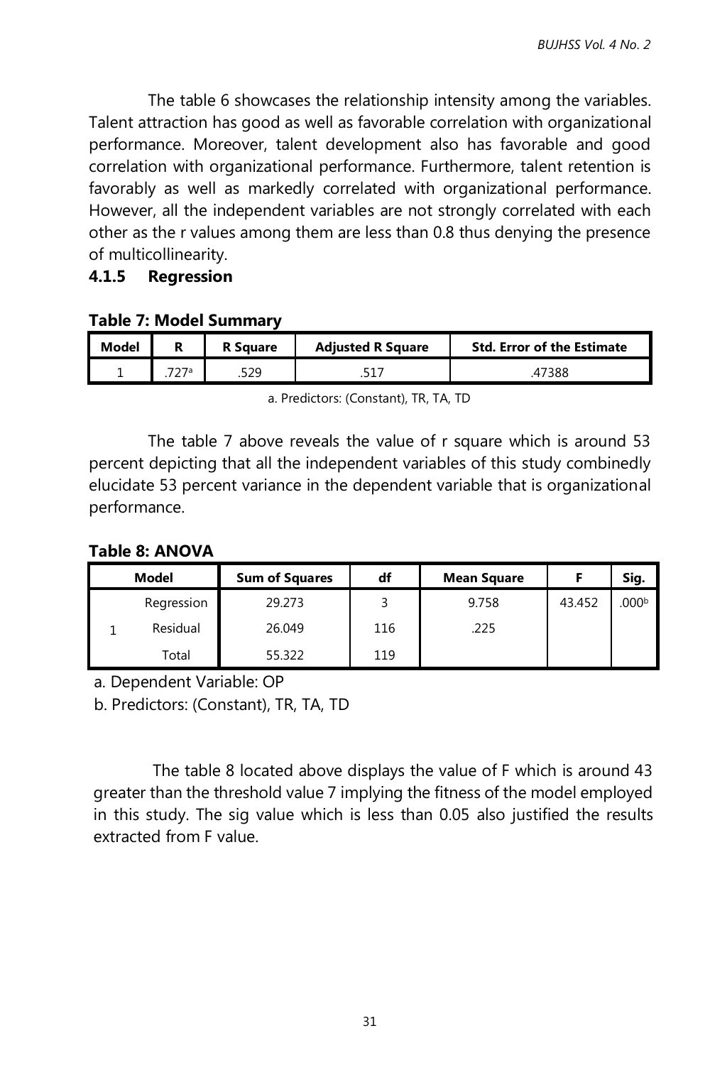The table 6 showcases the relationship intensity among the variables. Talent attraction has good as well as favorable correlation with organizational performance. Moreover, talent development also has favorable and good correlation with organizational performance. Furthermore, talent retention is favorably as well as markedly correlated with organizational performance. However, all the independent variables are not strongly correlated with each other as the r values among them are less than 0.8 thus denying the presence of multicollinearity.

#### 4.1.5 Regression

**Table 7: Model Summary**

| Model | R | R Square | Adjusted R Square | Std. Error of the Estimate |
|---|---|---|---|---|
| 1 | .727[a] | .529 | .517 | .47388 |

a. Predictors: (Constant), TR, TA, TD

The table 7 above reveals the value of r square which is around 53 percent depicting that all the independent variables of this study combinedly elucidate 53 percent variance in the dependent variable that is organizational performance.

**Table 8: ANOVA**

| Model | | Sum of Squares | df | Mean Square | F | Sig. |
|---|---|---|---|---|---|---|
| 1 | Regression | 29.273 | 3 | 9.758 | 43.452 | .000[b] |
| | Residual | 26.049 | 116 | .225 | | |
| | Total | 55.322 | 119 | | | |

a. Dependent Variable: OP

b. Predictors: (Constant), TR, TA, TD

The table 8 located above displays the value of F which is around 43 greater than the threshold value 7 implying the fitness of the model employed in this study. The sig value which is less than 0.05 also justified the results extracted from F value.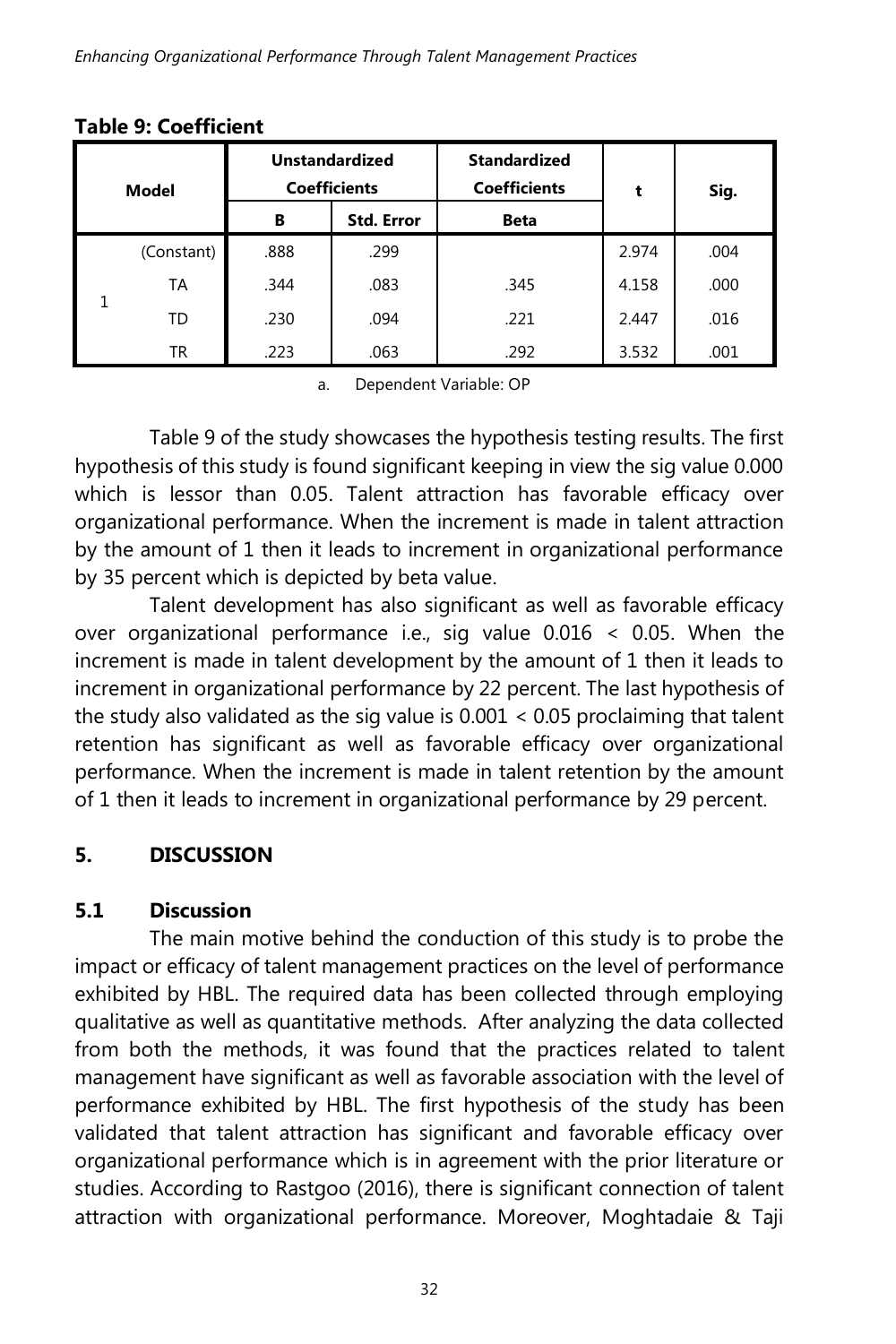**Table 9: Coefficient**

| Model | | Unstandardized Coefficients | | Standardized Coefficients | t | Sig. |
|---|---|---|---|---|---|---|
| | | B | Std. Error | Beta | | |
| 1 | (Constant) | .888 | .299 | | 2.974 | .004 |
| | TA | .344 | .083 | .345 | 4.158 | .000 |
| | TD | .230 | .094 | .221 | 2.447 | .016 |
| | TR | .223 | .063 | .292 | 3.532 | .001 |

a. Dependent Variable: OP

Table 9 of the study showcases the hypothesis testing results. The first hypothesis of this study is found significant keeping in view the sig value 0.000 which is lessor than 0.05. Talent attraction has favorable efficacy over organizational performance. When the increment is made in talent attraction by the amount of 1 then it leads to increment in organizational performance by 35 percent which is depicted by beta value.

Talent development has also significant as well as favorable efficacy over organizational performance i.e., sig value 0.016 < 0.05. When the increment is made in talent development by the amount of 1 then it leads to increment in organizational performance by 22 percent. The last hypothesis of the study also validated as the sig value is 0.001 < 0.05 proclaiming that talent retention has significant as well as favorable efficacy over organizational performance. When the increment is made in talent retention by the amount of 1 then it leads to increment in organizational performance by 29 percent.

## 5. DISCUSSION

### 5.1 Discussion

The main motive behind the conduction of this study is to probe the impact or efficacy of talent management practices on the level of performance exhibited by HBL. The required data has been collected through employing qualitative as well as quantitative methods. After analyzing the data collected from both the methods, it was found that the practices related to talent management have significant as well as favorable association with the level of performance exhibited by HBL. The first hypothesis of the study has been validated that talent attraction has significant and favorable efficacy over organizational performance which is in agreement with the prior literature or studies. According to Rastgoo (2016), there is significant connection of talent attraction with organizational performance. Moreover, Moghtadaie & Taji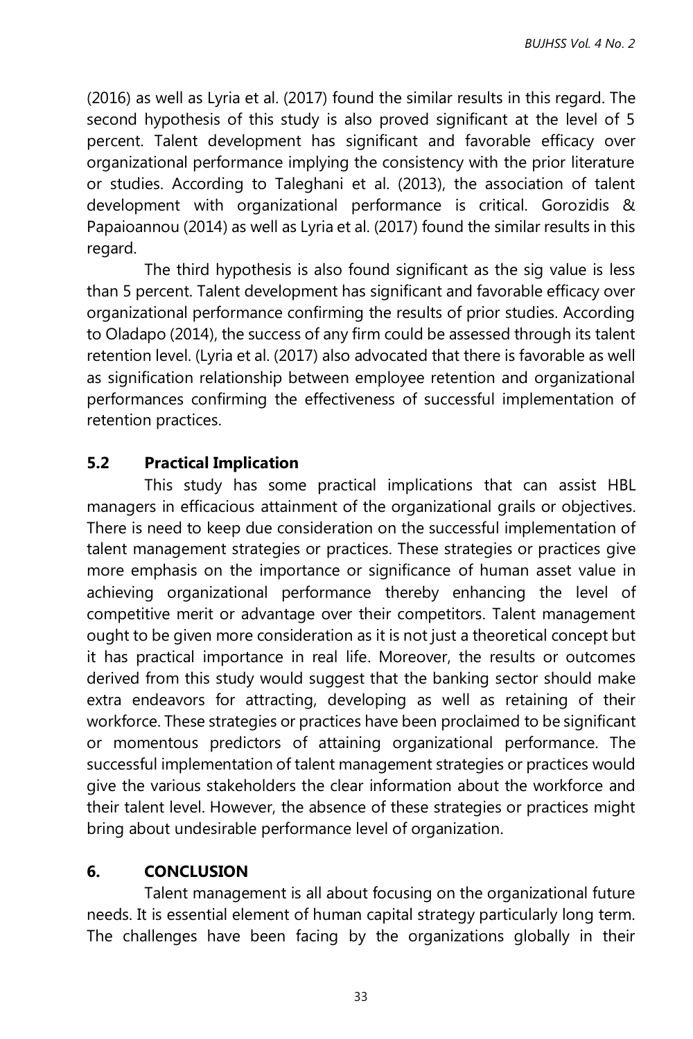(2016) as well as Lyria et al. (2017) found the similar results in this regard. The second hypothesis of this study is also proved significant at the level of 5 percent. Talent development has significant and favorable efficacy over organizational performance implying the consistency with the prior literature or studies. According to Taleghani et al. (2013), the association of talent development with organizational performance is critical. Gorozidis & Papaioannou (2014) as well as Lyria et al. (2017) found the similar results in this regard.

The third hypothesis is also found significant as the sig value is less than 5 percent. Talent development has significant and favorable efficacy over organizational performance confirming the results of prior studies. According to Oladapo (2014), the success of any firm could be assessed through its talent retention level. (Lyria et al. (2017) also advocated that there is favorable as well as signification relationship between employee retention and organizational performances confirming the effectiveness of successful implementation of retention practices.

## 5.2 Practical Implication

This study has some practical implications that can assist HBL managers in efficacious attainment of the organizational grails or objectives. There is need to keep due consideration on the successful implementation of talent management strategies or practices. These strategies or practices give more emphasis on the importance or significance of human asset value in achieving organizational performance thereby enhancing the level of competitive merit or advantage over their competitors. Talent management ought to be given more consideration as it is not just a theoretical concept but it has practical importance in real life. Moreover, the results or outcomes derived from this study would suggest that the banking sector should make extra endeavors for attracting, developing as well as retaining of their workforce. These strategies or practices have been proclaimed to be significant or momentous predictors of attaining organizational performance. The successful implementation of talent management strategies or practices would give the various stakeholders the clear information about the workforce and their talent level. However, the absence of these strategies or practices might bring about undesirable performance level of organization.

# 6. CONCLUSION

Talent management is all about focusing on the organizational future needs. It is essential element of human capital strategy particularly long term. The challenges have been facing by the organizations globally in their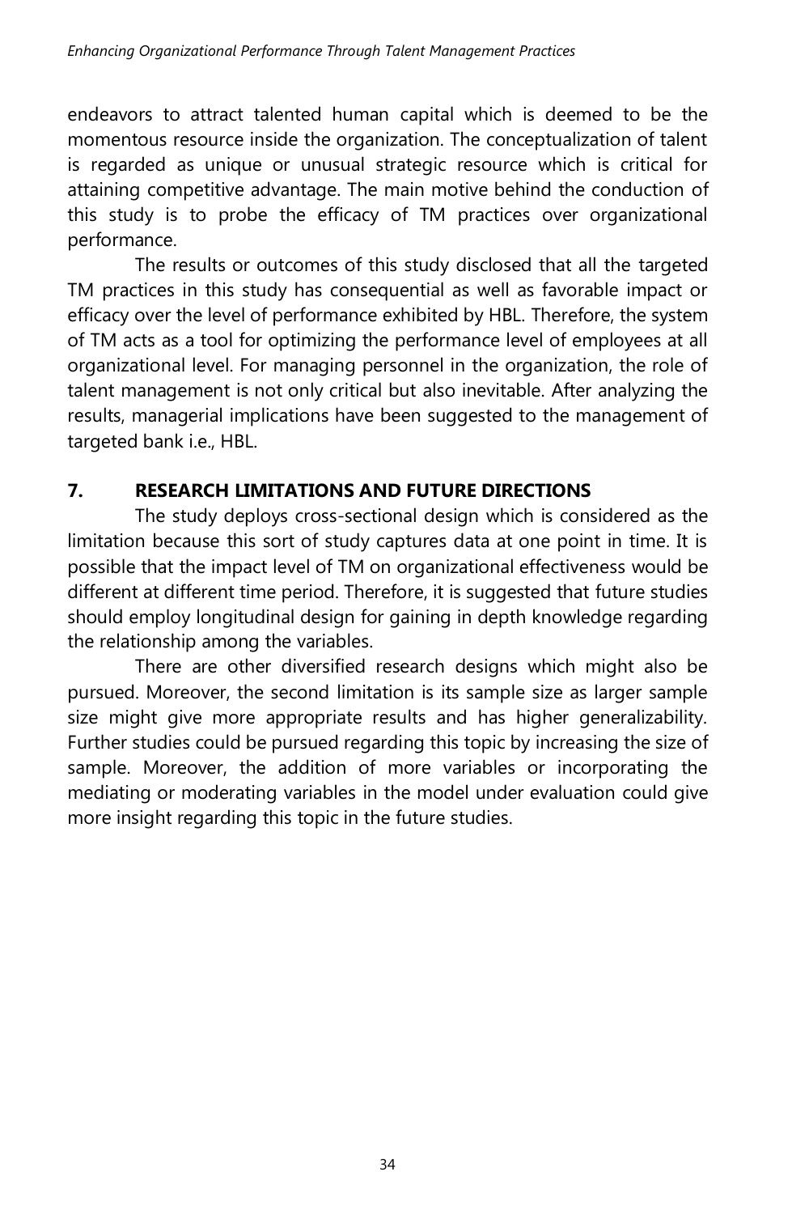endeavors to attract talented human capital which is deemed to be the momentous resource inside the organization. The conceptualization of talent is regarded as unique or unusual strategic resource which is critical for attaining competitive advantage. The main motive behind the conduction of this study is to probe the efficacy of TM practices over organizational performance.

The results or outcomes of this study disclosed that all the targeted TM practices in this study has consequential as well as favorable impact or efficacy over the level of performance exhibited by HBL. Therefore, the system of TM acts as a tool for optimizing the performance level of employees at all organizational level. For managing personnel in the organization, the role of talent management is not only critical but also inevitable. After analyzing the results, managerial implications have been suggested to the management of targeted bank i.e., HBL.

## 7. RESEARCH LIMITATIONS AND FUTURE DIRECTIONS

The study deploys cross-sectional design which is considered as the limitation because this sort of study captures data at one point in time. It is possible that the impact level of TM on organizational effectiveness would be different at different time period. Therefore, it is suggested that future studies should employ longitudinal design for gaining in depth knowledge regarding the relationship among the variables.

There are other diversified research designs which might also be pursued. Moreover, the second limitation is its sample size as larger sample size might give more appropriate results and has higher generalizability. Further studies could be pursued regarding this topic by increasing the size of sample. Moreover, the addition of more variables or incorporating the mediating or moderating variables in the model under evaluation could give more insight regarding this topic in the future studies.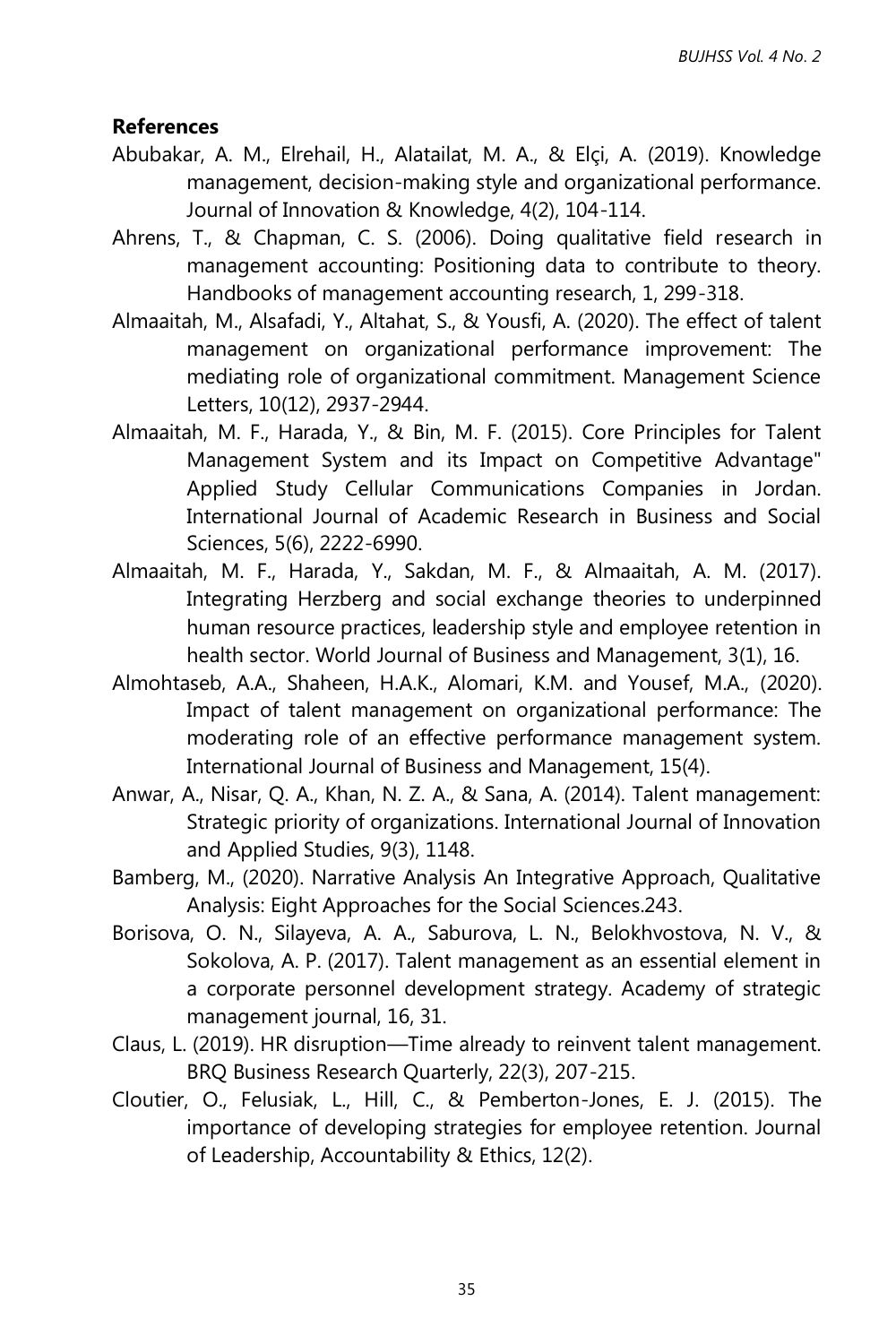**References**

Abubakar, A. M., Elrehail, H., Alatailat, M. A., & Elçi, A. (2019). Knowledge management, decision-making style and organizational performance. Journal of Innovation & Knowledge, 4(2), 104-114.

Ahrens, T., & Chapman, C. S. (2006). Doing qualitative field research in management accounting: Positioning data to contribute to theory. Handbooks of management accounting research, 1, 299-318.

Almaaitah, M., Alsafadi, Y., Altahat, S., & Yousfi, A. (2020). The effect of talent management on organizational performance improvement: The mediating role of organizational commitment. Management Science Letters, 10(12), 2937-2944.

Almaaitah, M. F., Harada, Y., & Bin, M. F. (2015). Core Principles for Talent Management System and its Impact on Competitive Advantage" Applied Study Cellular Communications Companies in Jordan. International Journal of Academic Research in Business and Social Sciences, 5(6), 2222-6990.

Almaaitah, M. F., Harada, Y., Sakdan, M. F., & Almaaitah, A. M. (2017). Integrating Herzberg and social exchange theories to underpinned human resource practices, leadership style and employee retention in health sector. World Journal of Business and Management, 3(1), 16.

Almohtaseb, A.A., Shaheen, H.A.K., Alomari, K.M. and Yousef, M.A., (2020). Impact of talent management on organizational performance: The moderating role of an effective performance management system. International Journal of Business and Management, 15(4).

Anwar, A., Nisar, Q. A., Khan, N. Z. A., & Sana, A. (2014). Talent management: Strategic priority of organizations. International Journal of Innovation and Applied Studies, 9(3), 1148.

Bamberg, M., (2020). Narrative Analysis An Integrative Approach, Qualitative Analysis: Eight Approaches for the Social Sciences.243.

Borisova, O. N., Silayeva, A. A., Saburova, L. N., Belokhvostova, N. V., & Sokolova, A. P. (2017). Talent management as an essential element in a corporate personnel development strategy. Academy of strategic management journal, 16, 31.

Claus, L. (2019). HR disruption—Time already to reinvent talent management. BRQ Business Research Quarterly, 22(3), 207-215.

Cloutier, O., Felusiak, L., Hill, C., & Pemberton-Jones, E. J. (2015). The importance of developing strategies for employee retention. Journal of Leadership, Accountability & Ethics, 12(2).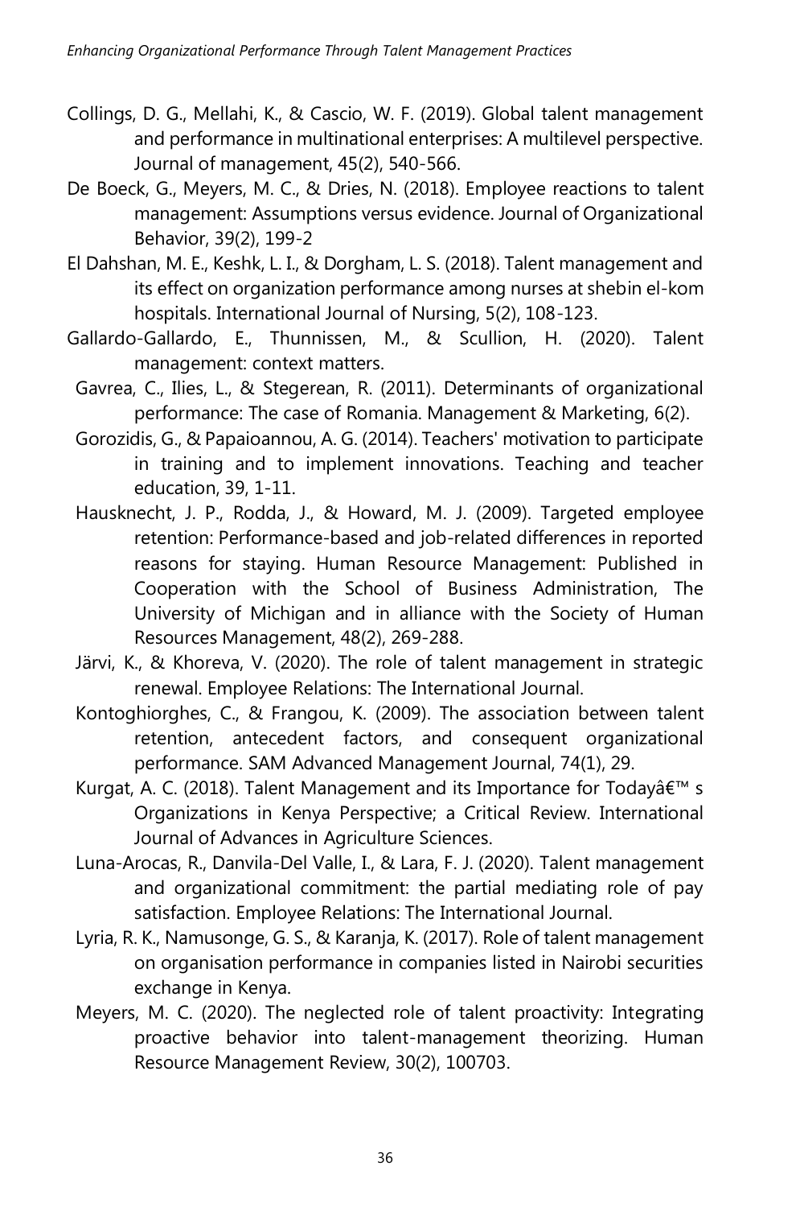Collings, D. G., Mellahi, K., & Cascio, W. F. (2019). Global talent management and performance in multinational enterprises: A multilevel perspective. Journal of management, 45(2), 540-566.

De Boeck, G., Meyers, M. C., & Dries, N. (2018). Employee reactions to talent management: Assumptions versus evidence. Journal of Organizational Behavior, 39(2), 199-2

El Dahshan, M. E., Keshk, L. I., & Dorgham, L. S. (2018). Talent management and its effect on organization performance among nurses at shebin el-kom hospitals. International Journal of Nursing, 5(2), 108-123.

Gallardo-Gallardo, E., Thunnissen, M., & Scullion, H. (2020). Talent management: context matters.

Gavrea, C., Ilies, L., & Stegerean, R. (2011). Determinants of organizational performance: The case of Romania. Management & Marketing, 6(2).

Gorozidis, G., & Papaioannou, A. G. (2014). Teachers' motivation to participate in training and to implement innovations. Teaching and teacher education, 39, 1-11.

Hausknecht, J. P., Rodda, J., & Howard, M. J. (2009). Targeted employee retention: Performance-based and job-related differences in reported reasons for staying. Human Resource Management: Published in Cooperation with the School of Business Administration, The University of Michigan and in alliance with the Society of Human Resources Management, 48(2), 269-288.

Järvi, K., & Khoreva, V. (2020). The role of talent management in strategic renewal. Employee Relations: The International Journal.

Kontoghiorghes, C., & Frangou, K. (2009). The association between talent retention, antecedent factors, and consequent organizational performance. SAM Advanced Management Journal, 74(1), 29.

Kurgat, A. C. (2018). Talent Management and its Importance for Todayâ€™ s Organizations in Kenya Perspective; a Critical Review. International Journal of Advances in Agriculture Sciences.

Luna-Arocas, R., Danvila-Del Valle, I., & Lara, F. J. (2020). Talent management and organizational commitment: the partial mediating role of pay satisfaction. Employee Relations: The International Journal.

Lyria, R. K., Namusonge, G. S., & Karanja, K. (2017). Role of talent management on organisation performance in companies listed in Nairobi securities exchange in Kenya.

Meyers, M. C. (2020). The neglected role of talent proactivity: Integrating proactive behavior into talent-management theorizing. Human Resource Management Review, 30(2), 100703.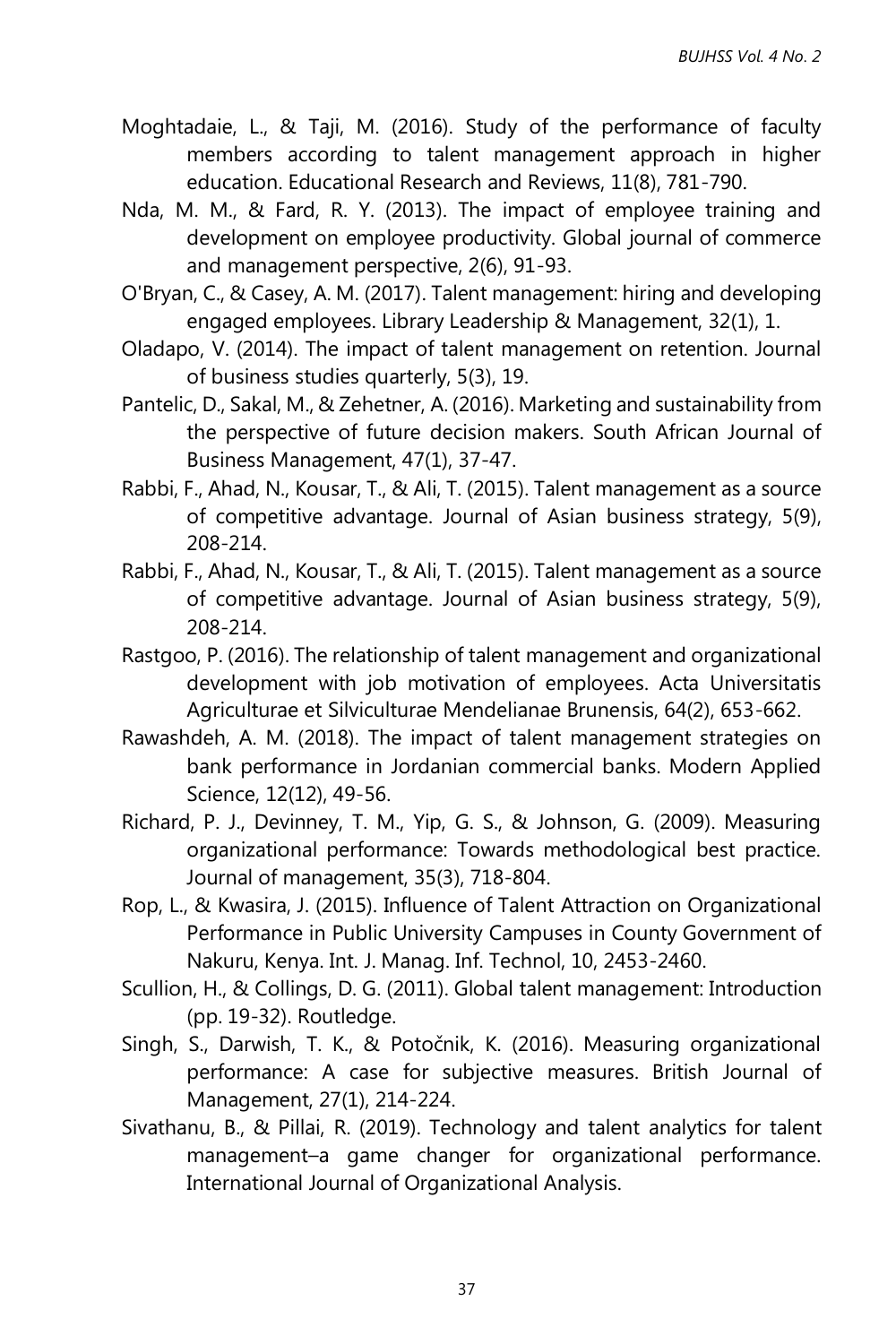Moghtadaie, L., & Taji, M. (2016). Study of the performance of faculty members according to talent management approach in higher education. Educational Research and Reviews, 11(8), 781-790.

Nda, M. M., & Fard, R. Y. (2013). The impact of employee training and development on employee productivity. Global journal of commerce and management perspective, 2(6), 91-93.

O'Bryan, C., & Casey, A. M. (2017). Talent management: hiring and developing engaged employees. Library Leadership & Management, 32(1), 1.

Oladapo, V. (2014). The impact of talent management on retention. Journal of business studies quarterly, 5(3), 19.

Pantelic, D., Sakal, M., & Zehetner, A. (2016). Marketing and sustainability from the perspective of future decision makers. South African Journal of Business Management, 47(1), 37-47.

Rabbi, F., Ahad, N., Kousar, T., & Ali, T. (2015). Talent management as a source of competitive advantage. Journal of Asian business strategy, 5(9), 208-214.

Rabbi, F., Ahad, N., Kousar, T., & Ali, T. (2015). Talent management as a source of competitive advantage. Journal of Asian business strategy, 5(9), 208-214.

Rastgoo, P. (2016). The relationship of talent management and organizational development with job motivation of employees. Acta Universitatis Agriculturae et Silviculturae Mendelianae Brunensis, 64(2), 653-662.

Rawashdeh, A. M. (2018). The impact of talent management strategies on bank performance in Jordanian commercial banks. Modern Applied Science, 12(12), 49-56.

Richard, P. J., Devinney, T. M., Yip, G. S., & Johnson, G. (2009). Measuring organizational performance: Towards methodological best practice. Journal of management, 35(3), 718-804.

Rop, L., & Kwasira, J. (2015). Influence of Talent Attraction on Organizational Performance in Public University Campuses in County Government of Nakuru, Kenya. Int. J. Manag. Inf. Technol, 10, 2453-2460.

Scullion, H., & Collings, D. G. (2011). Global talent management: Introduction (pp. 19-32). Routledge.

Singh, S., Darwish, T. K., & Potočnik, K. (2016). Measuring organizational performance: A case for subjective measures. British Journal of Management, 27(1), 214-224.

Sivathanu, B., & Pillai, R. (2019). Technology and talent analytics for talent management–a game changer for organizational performance. International Journal of Organizational Analysis.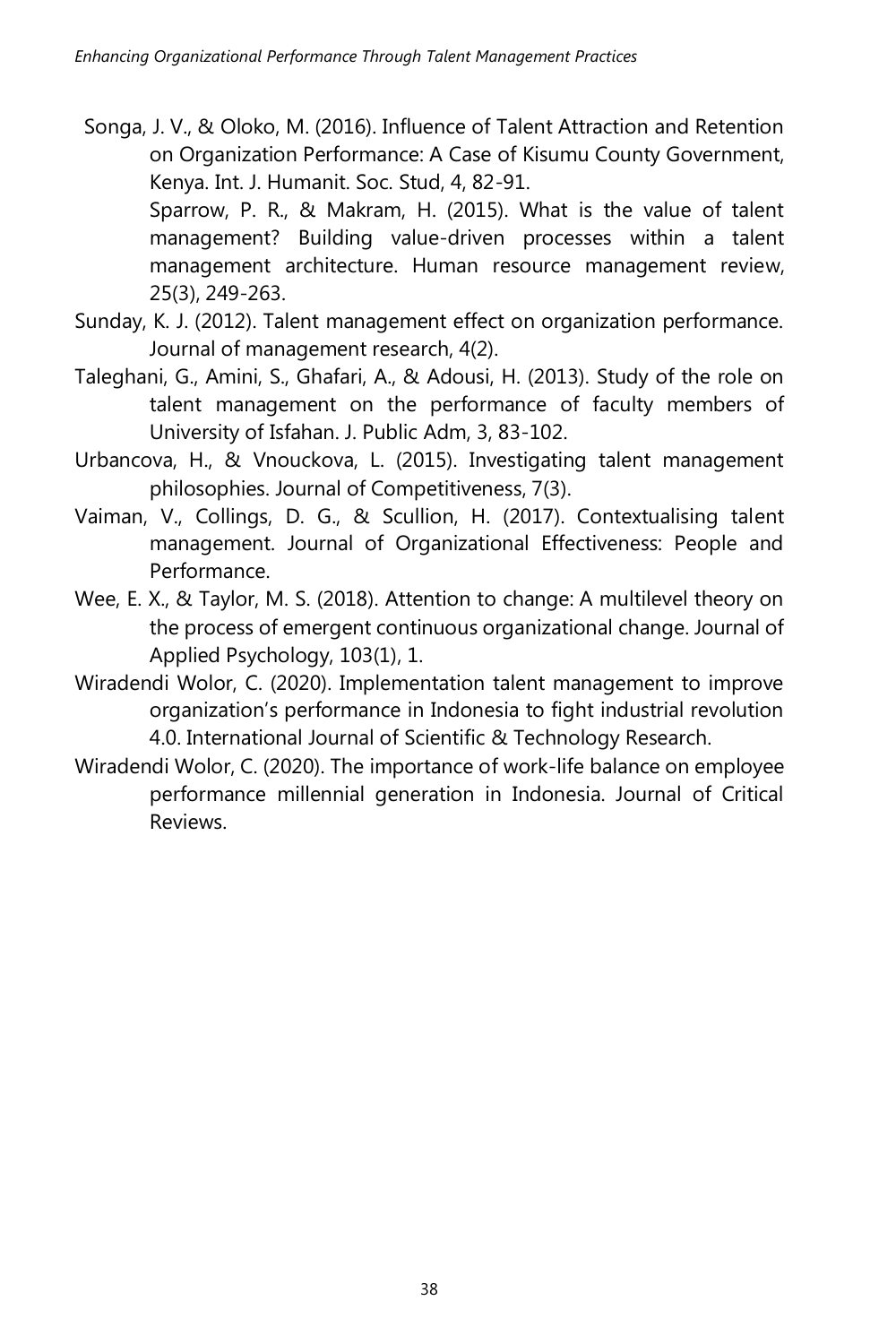Songa, J. V., & Oloko, M. (2016). Influence of Talent Attraction and Retention on Organization Performance: A Case of Kisumu County Government, Kenya. Int. J. Humanit. Soc. Stud, 4, 82-91.

Sparrow, P. R., & Makram, H. (2015). What is the value of talent management? Building value-driven processes within a talent management architecture. Human resource management review, 25(3), 249-263.

Sunday, K. J. (2012). Talent management effect on organization performance. Journal of management research, 4(2).

Taleghani, G., Amini, S., Ghafari, A., & Adousi, H. (2013). Study of the role on talent management on the performance of faculty members of University of Isfahan. J. Public Adm, 3, 83-102.

Urbancova, H., & Vnouckova, L. (2015). Investigating talent management philosophies. Journal of Competitiveness, 7(3).

Vaiman, V., Collings, D. G., & Scullion, H. (2017). Contextualising talent management. Journal of Organizational Effectiveness: People and Performance.

Wee, E. X., & Taylor, M. S. (2018). Attention to change: A multilevel theory on the process of emergent continuous organizational change. Journal of Applied Psychology, 103(1), 1.

Wiradendi Wolor, C. (2020). Implementation talent management to improve organization's performance in Indonesia to fight industrial revolution 4.0. International Journal of Scientific & Technology Research.

Wiradendi Wolor, C. (2020). The importance of work-life balance on employee performance millennial generation in Indonesia. Journal of Critical Reviews.